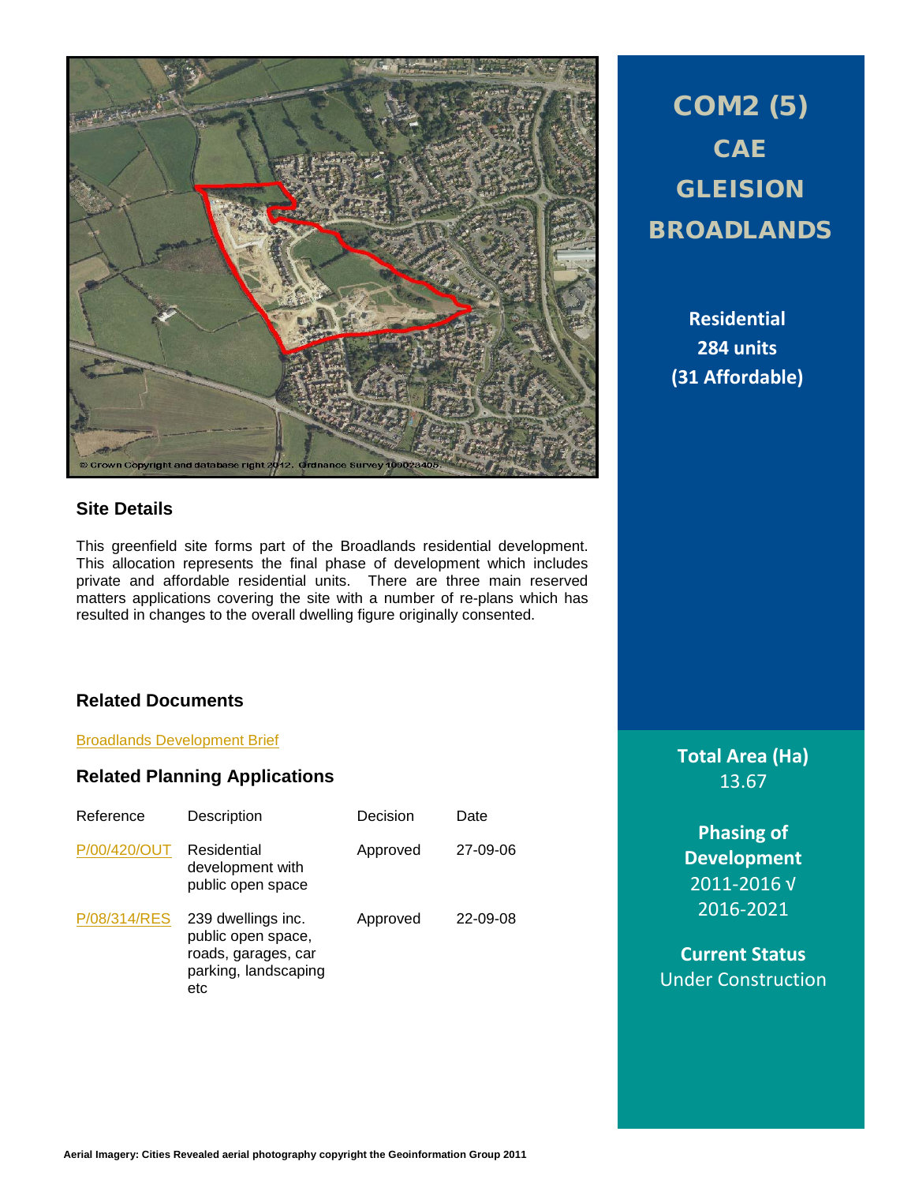# COM2 (5) CAE GLEISION BROADLANDS

**Residential**
**284 units**
**(31 Affordable)**

## Site Details

This greenfield site forms part of the Broadlands residential development. This allocation represents the final phase of development which includes private and affordable residential units. There are three main reserved matters applications covering the site with a number of re-plans which has resulted in changes to the overall dwelling figure originally consented.

## Related Documents

Broadlands Development Brief

## Related Planning Applications

| Reference | Description | Decision | Date |
|---|---|---|---|
| P/00/420/OUT | Residential development with public open space | Approved | 27-09-06 |
| P/08/314/RES | 239 dwellings inc. public open space, roads, garages, car parking, landscaping etc | Approved | 22-09-08 |

**Total Area (Ha)**
13.67

**Phasing of Development**
2011-2016 √
2016-2021

**Current Status**
Under Construction

Aerial Imagery: Cities Revealed aerial photography copyright the Geoinformation Group 2011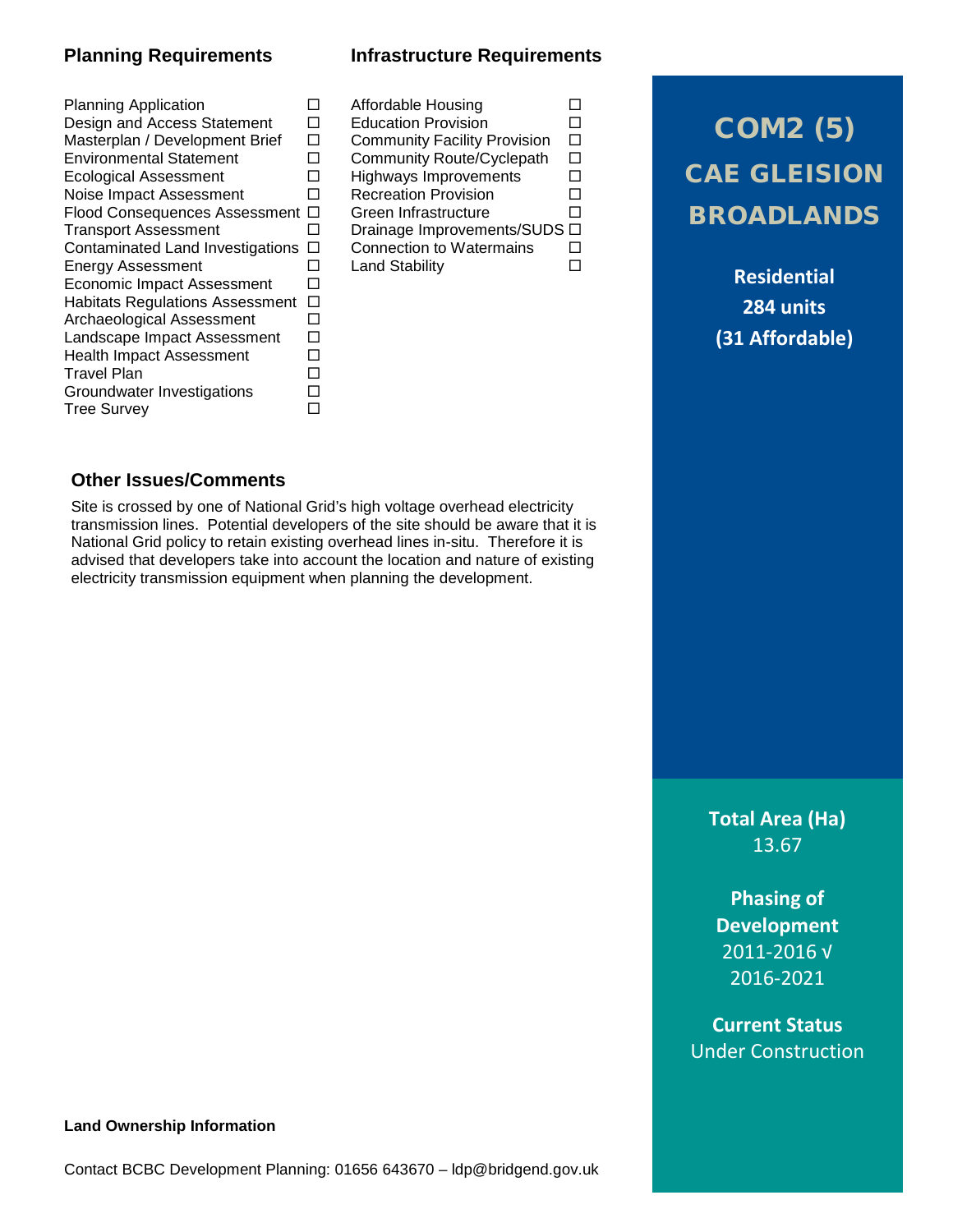## Planning Requirements

- Planning Application ☐
- Design and Access Statement ☐
- Masterplan / Development Brief ☐
- Environmental Statement ☐
- Ecological Assessment ☐
- Noise Impact Assessment ☐
- Flood Consequences Assessment ☐
- Transport Assessment ☐
- Contaminated Land Investigations ☐
- Energy Assessment ☐
- Economic Impact Assessment ☐
- Habitats Regulations Assessment ☐
- Archaeological Assessment ☐
- Landscape Impact Assessment ☐
- Health Impact Assessment ☐
- Travel Plan ☐
- Groundwater Investigations ☐
- Tree Survey ☐

## Infrastructure Requirements

- Affordable Housing ☐
- Education Provision ☐
- Community Facility Provision ☐
- Community Route/Cyclepath ☐
- Highways Improvements ☐
- Recreation Provision ☐
- Green Infrastructure ☐
- Drainage Improvements/SUDS ☐
- Connection to Watermains ☐
- Land Stability ☐

# COM2 (5) CAE GLEISION BROADLANDS

**Residential**
**284 units**
**(31 Affordable)**

## Other Issues/Comments

Site is crossed by one of National Grid's high voltage overhead electricity transmission lines. Potential developers of the site should be aware that it is National Grid policy to retain existing overhead lines in-situ. Therefore it is advised that developers take into account the location and nature of existing electricity transmission equipment when planning the development.

**Total Area (Ha)**
13.67

**Phasing of Development**
2011-2016 √
2016-2021

**Current Status**
Under Construction

**Land Ownership Information**

Contact BCBC Development Planning: 01656 643670 – ldp@bridgend.gov.uk